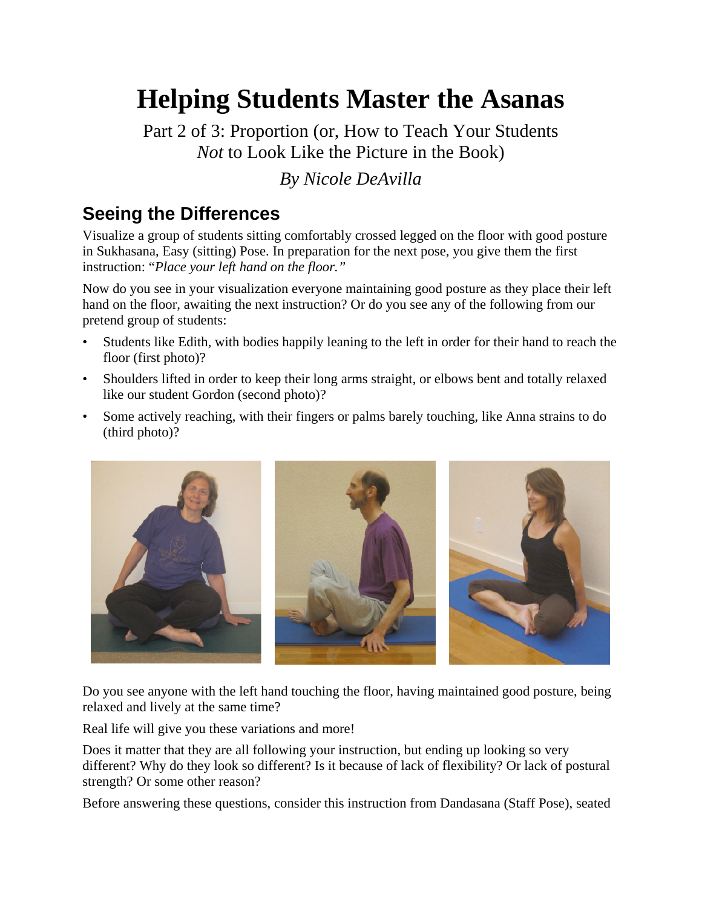# Helping Students Master the Asanas

Part 2 of 3: Proportion (or, How to Teach Your Students *Not* to Look Like the Picture in the Book)

*By Nicole DeAvilla*

## Seeing the Differences

Visualize a group of students sitting comfortably crossed legged on the floor with good posture in Sukhasana, Easy (sitting) Pose. In preparation for the next pose, you give them the first instruction: "*Place your left hand on the floor."*

Now do you see in your visualization everyone maintaining good posture as they place their left hand on the floor, awaiting the next instruction? Or do you see any of the following from our pretend group of students:

- Students like Edith, with bodies happily leaning to the left in order for their hand to reach the floor (first photo)?
- Shoulders lifted in order to keep their long arms straight, or elbows bent and totally relaxed like our student Gordon (second photo)?
- Some actively reaching, with their fingers or palms barely touching, like Anna strains to do (third photo)?

Do you see anyone with the left hand touching the floor, having maintained good posture, being relaxed and lively at the same time?

Real life will give you these variations and more!

Does it matter that they are all following your instruction, but ending up looking so very different? Why do they look so different? Is it because of lack of flexibility? Or lack of postural strength? Or some other reason?

Before answering these questions, consider this instruction from Dandasana (Staff Pose), seated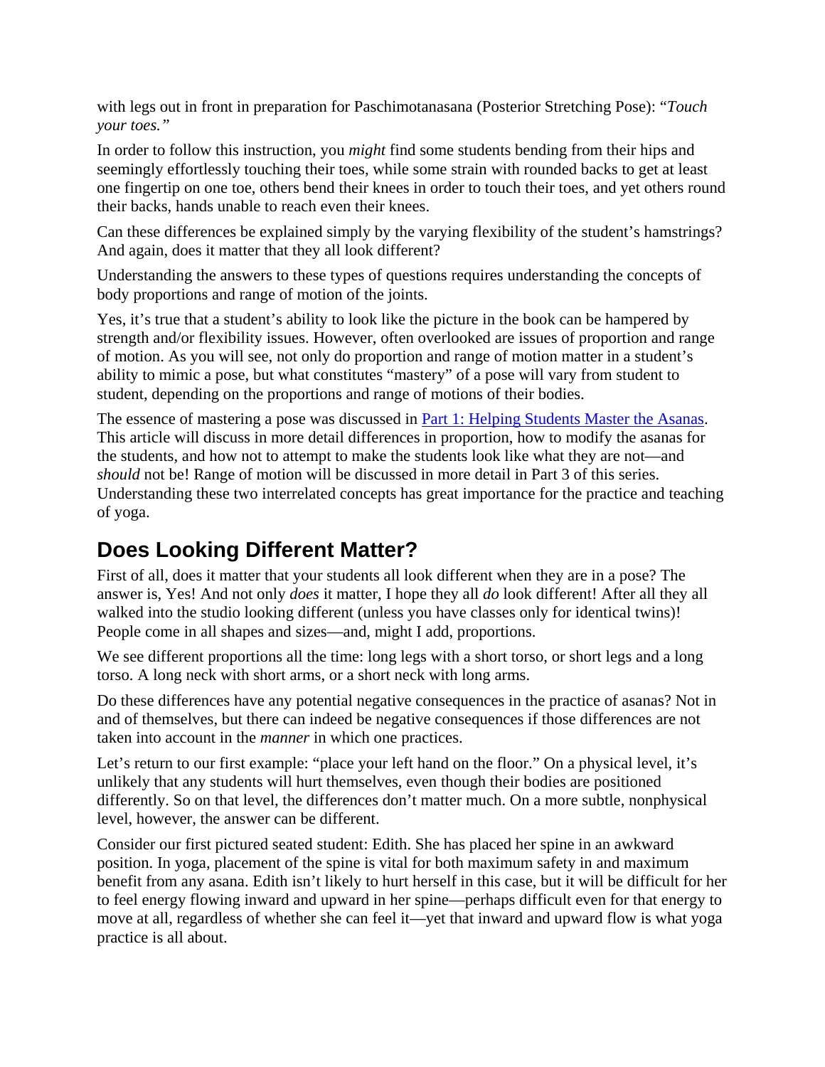with legs out in front in preparation for Paschimotanasana (Posterior Stretching Pose): "*Touch your toes.*"

In order to follow this instruction, you *might* find some students bending from their hips and seemingly effortlessly touching their toes, while some strain with rounded backs to get at least one fingertip on one toe, others bend their knees in order to touch their toes, and yet others round their backs, hands unable to reach even their knees.

Can these differences be explained simply by the varying flexibility of the student's hamstrings? And again, does it matter that they all look different?

Understanding the answers to these types of questions requires understanding the concepts of body proportions and range of motion of the joints.

Yes, it's true that a student's ability to look like the picture in the book can be hampered by strength and/or flexibility issues. However, often overlooked are issues of proportion and range of motion. As you will see, not only do proportion and range of motion matter in a student's ability to mimic a pose, but what constitutes "mastery" of a pose will vary from student to student, depending on the proportions and range of motions of their bodies.

The essence of mastering a pose was discussed in [Part 1: Helping Students Master the Asanas](). This article will discuss in more detail differences in proportion, how to modify the asanas for the students, and how not to attempt to make the students look like what they are not—and *should* not be! Range of motion will be discussed in more detail in Part 3 of this series. Understanding these two interrelated concepts has great importance for the practice and teaching of yoga.

## Does Looking Different Matter?

First of all, does it matter that your students all look different when they are in a pose? The answer is, Yes! And not only *does* it matter, I hope they all *do* look different! After all they all walked into the studio looking different (unless you have classes only for identical twins)! People come in all shapes and sizes—and, might I add, proportions.

We see different proportions all the time: long legs with a short torso, or short legs and a long torso. A long neck with short arms, or a short neck with long arms.

Do these differences have any potential negative consequences in the practice of asanas? Not in and of themselves, but there can indeed be negative consequences if those differences are not taken into account in the *manner* in which one practices.

Let's return to our first example: "place your left hand on the floor." On a physical level, it's unlikely that any students will hurt themselves, even though their bodies are positioned differently. So on that level, the differences don't matter much. On a more subtle, nonphysical level, however, the answer can be different.

Consider our first pictured seated student: Edith. She has placed her spine in an awkward position. In yoga, placement of the spine is vital for both maximum safety in and maximum benefit from any asana. Edith isn't likely to hurt herself in this case, but it will be difficult for her to feel energy flowing inward and upward in her spine—perhaps difficult even for that energy to move at all, regardless of whether she can feel it—yet that inward and upward flow is what yoga practice is all about.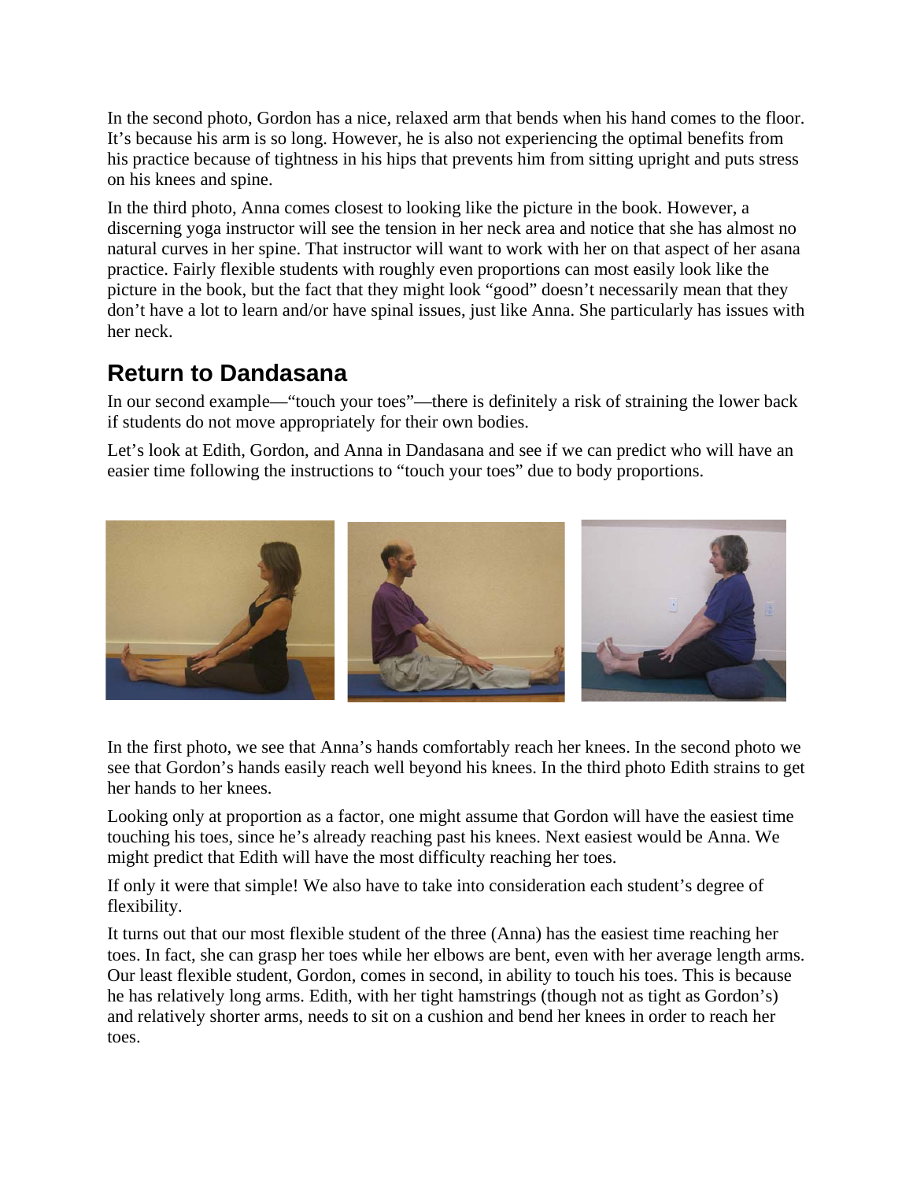In the second photo, Gordon has a nice, relaxed arm that bends when his hand comes to the floor. It's because his arm is so long. However, he is also not experiencing the optimal benefits from his practice because of tightness in his hips that prevents him from sitting upright and puts stress on his knees and spine.

In the third photo, Anna comes closest to looking like the picture in the book. However, a discerning yoga instructor will see the tension in her neck area and notice that she has almost no natural curves in her spine. That instructor will want to work with her on that aspect of her asana practice. Fairly flexible students with roughly even proportions can most easily look like the picture in the book, but the fact that they might look "good" doesn't necessarily mean that they don't have a lot to learn and/or have spinal issues, just like Anna. She particularly has issues with her neck.

## Return to Dandasana

In our second example—"touch your toes"—there is definitely a risk of straining the lower back if students do not move appropriately for their own bodies.

Let's look at Edith, Gordon, and Anna in Dandasana and see if we can predict who will have an easier time following the instructions to "touch your toes" due to body proportions.

In the first photo, we see that Anna's hands comfortably reach her knees. In the second photo we see that Gordon's hands easily reach well beyond his knees. In the third photo Edith strains to get her hands to her knees.

Looking only at proportion as a factor, one might assume that Gordon will have the easiest time touching his toes, since he's already reaching past his knees. Next easiest would be Anna. We might predict that Edith will have the most difficulty reaching her toes.

If only it were that simple! We also have to take into consideration each student's degree of flexibility.

It turns out that our most flexible student of the three (Anna) has the easiest time reaching her toes. In fact, she can grasp her toes while her elbows are bent, even with her average length arms. Our least flexible student, Gordon, comes in second, in ability to touch his toes. This is because he has relatively long arms. Edith, with her tight hamstrings (though not as tight as Gordon's) and relatively shorter arms, needs to sit on a cushion and bend her knees in order to reach her toes.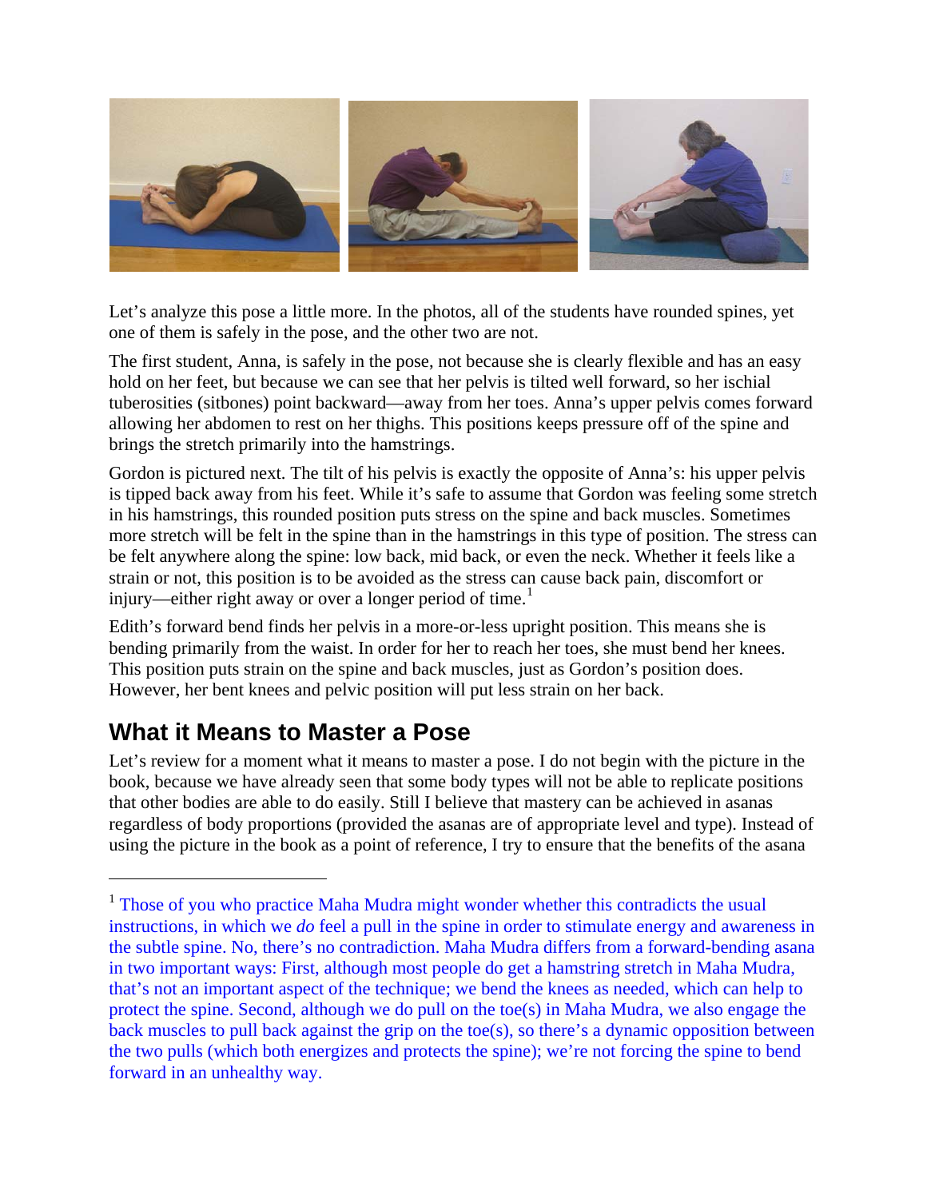Let's analyze this pose a little more. In the photos, all of the students have rounded spines, yet one of them is safely in the pose, and the other two are not.

The first student, Anna, is safely in the pose, not because she is clearly flexible and has an easy hold on her feet, but because we can see that her pelvis is tilted well forward, so her ischial tuberosities (sitbones) point backward—away from her toes. Anna's upper pelvis comes forward allowing her abdomen to rest on her thighs. This positions keeps pressure off of the spine and brings the stretch primarily into the hamstrings.

Gordon is pictured next. The tilt of his pelvis is exactly the opposite of Anna's: his upper pelvis is tipped back away from his feet. While it's safe to assume that Gordon was feeling some stretch in his hamstrings, this rounded position puts stress on the spine and back muscles. Sometimes more stretch will be felt in the spine than in the hamstrings in this type of position. The stress can be felt anywhere along the spine: low back, mid back, or even the neck. Whether it feels like a strain or not, this position is to be avoided as the stress can cause back pain, discomfort or injury—either right away or over a longer period of time.[1]

Edith's forward bend finds her pelvis in a more-or-less upright position. This means she is bending primarily from the waist. In order for her to reach her toes, she must bend her knees. This position puts strain on the spine and back muscles, just as Gordon's position does. However, her bent knees and pelvic position will put less strain on her back.

## What it Means to Master a Pose

Let's review for a moment what it means to master a pose. I do not begin with the picture in the book, because we have already seen that some body types will not be able to replicate positions that other bodies are able to do easily. Still I believe that mastery can be achieved in asanas regardless of body proportions (provided the asanas are of appropriate level and type). Instead of using the picture in the book as a point of reference, I try to ensure that the benefits of the asana

---

[1] Those of you who practice Maha Mudra might wonder whether this contradicts the usual instructions, in which we *do* feel a pull in the spine in order to stimulate energy and awareness in the subtle spine. No, there's no contradiction. Maha Mudra differs from a forward-bending asana in two important ways: First, although most people do get a hamstring stretch in Maha Mudra, that's not an important aspect of the technique; we bend the knees as needed, which can help to protect the spine. Second, although we do pull on the toe(s) in Maha Mudra, we also engage the back muscles to pull back against the grip on the toe(s), so there's a dynamic opposition between the two pulls (which both energizes and protects the spine); we're not forcing the spine to bend forward in an unhealthy way.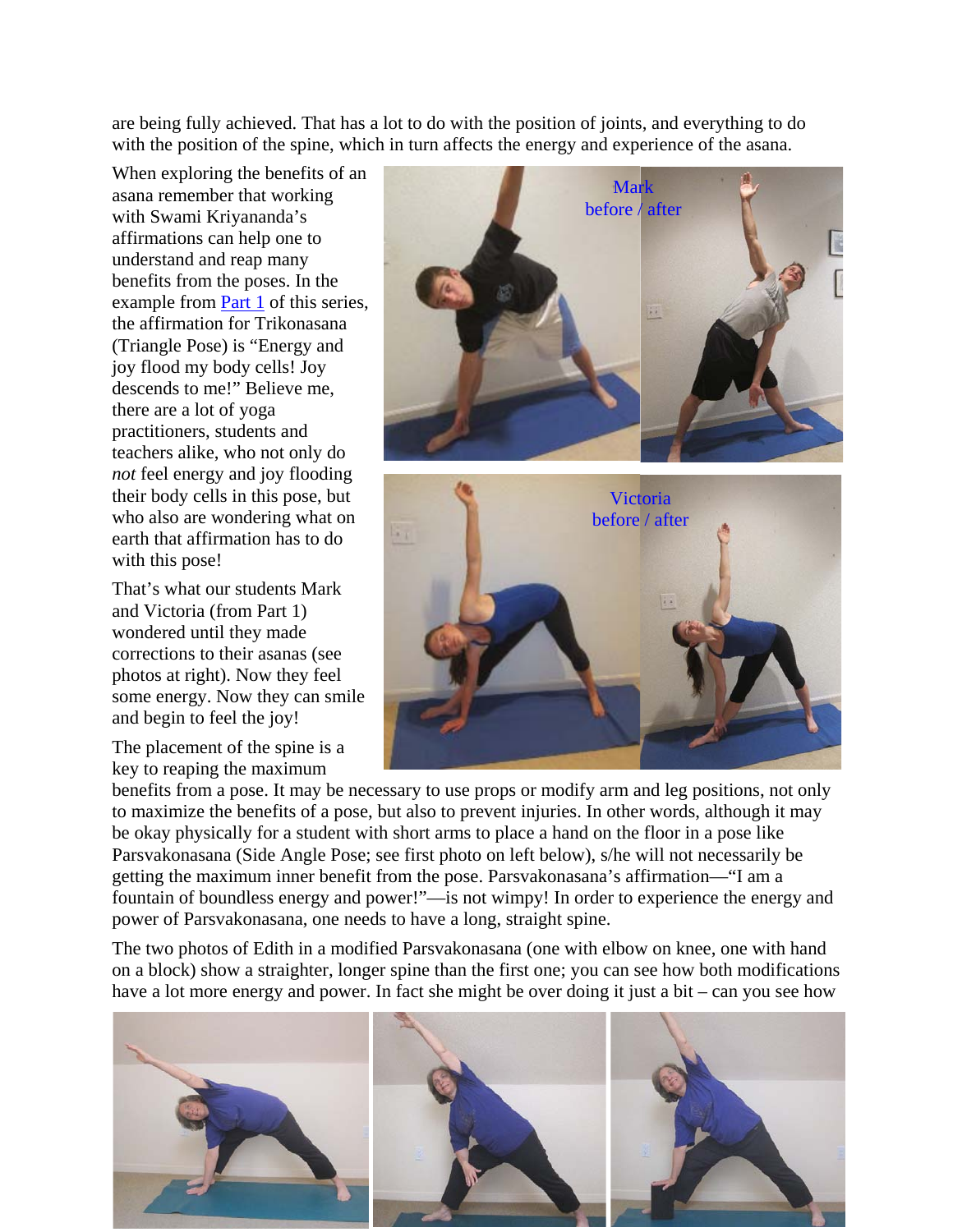are being fully achieved. That has a lot to do with the position of joints, and everything to do with the position of the spine, which in turn affects the energy and experience of the asana.

When exploring the benefits of an asana remember that working with Swami Kriyananda's affirmations can help one to understand and reap many benefits from the poses. In the example from Part 1 of this series, the affirmation for Trikonasana (Triangle Pose) is "Energy and joy flood my body cells! Joy descends to me!" Believe me, there are a lot of yoga practitioners, students and teachers alike, who not only do *not* feel energy and joy flooding their body cells in this pose, but who also are wondering what on earth that affirmation has to do with this pose!

Mark before / after

Victoria before / after

That's what our students Mark and Victoria (from Part 1) wondered until they made corrections to their asanas (see photos at right). Now they feel some energy. Now they can smile and begin to feel the joy!

The placement of the spine is a key to reaping the maximum benefits from a pose. It may be necessary to use props or modify arm and leg positions, not only to maximize the benefits of a pose, but also to prevent injuries. In other words, although it may be okay physically for a student with short arms to place a hand on the floor in a pose like Parsvakonasana (Side Angle Pose; see first photo on left below), s/he will not necessarily be getting the maximum inner benefit from the pose. Parsvakonasana's affirmation—"I am a fountain of boundless energy and power!"—is not wimpy! In order to experience the energy and power of Parsvakonasana, one needs to have a long, straight spine.

The two photos of Edith in a modified Parsvakonasana (one with elbow on knee, one with hand on a block) show a straighter, longer spine than the first one; you can see how both modifications have a lot more energy and power. In fact she might be over doing it just a bit – can you see how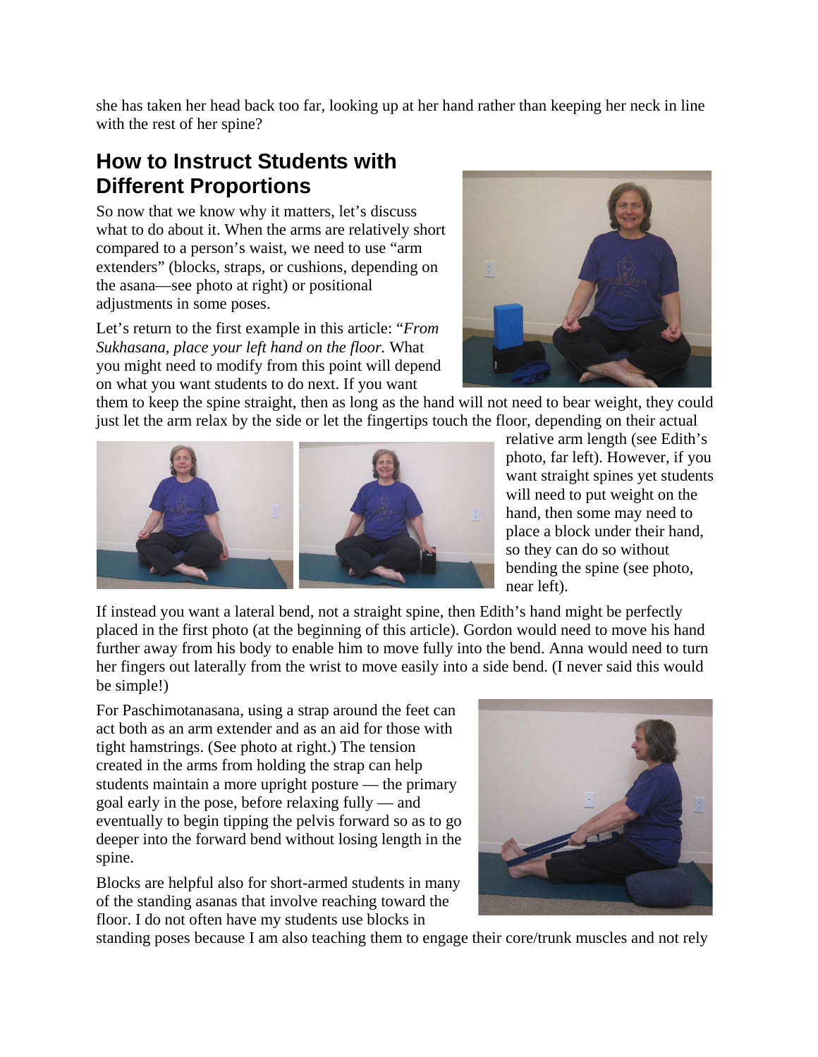she has taken her head back too far, looking up at her hand rather than keeping her neck in line with the rest of her spine?

## How to Instruct Students with Different Proportions

So now that we know why it matters, let's discuss what to do about it. When the arms are relatively short compared to a person's waist, we need to use "arm extenders" (blocks, straps, or cushions, depending on the asana—see photo at right) or positional adjustments in some poses.

Let's return to the first example in this article: "*From Sukhasana, place your left hand on the floor.* What you might need to modify from this point will depend on what you want students to do next. If you want them to keep the spine straight, then as long as the hand will not need to bear weight, they could just let the arm relax by the side or let the fingertips touch the floor, depending on their actual relative arm length (see Edith's photo, far left). However, if you want straight spines yet students will need to put weight on the hand, then some may need to place a block under their hand, so they can do so without bending the spine (see photo, near left).

If instead you want a lateral bend, not a straight spine, then Edith's hand might be perfectly placed in the first photo (at the beginning of this article). Gordon would need to move his hand further away from his body to enable him to move fully into the bend. Anna would need to turn her fingers out laterally from the wrist to move easily into a side bend. (I never said this would be simple!)

For Paschimotanasana, using a strap around the feet can act both as an arm extender and as an aid for those with tight hamstrings. (See photo at right.) The tension created in the arms from holding the strap can help students maintain a more upright posture — the primary goal early in the pose, before relaxing fully — and eventually to begin tipping the pelvis forward so as to go deeper into the forward bend without losing length in the spine.

Blocks are helpful also for short-armed students in many of the standing asanas that involve reaching toward the floor. I do not often have my students use blocks in standing poses because I am also teaching them to engage their core/trunk muscles and not rely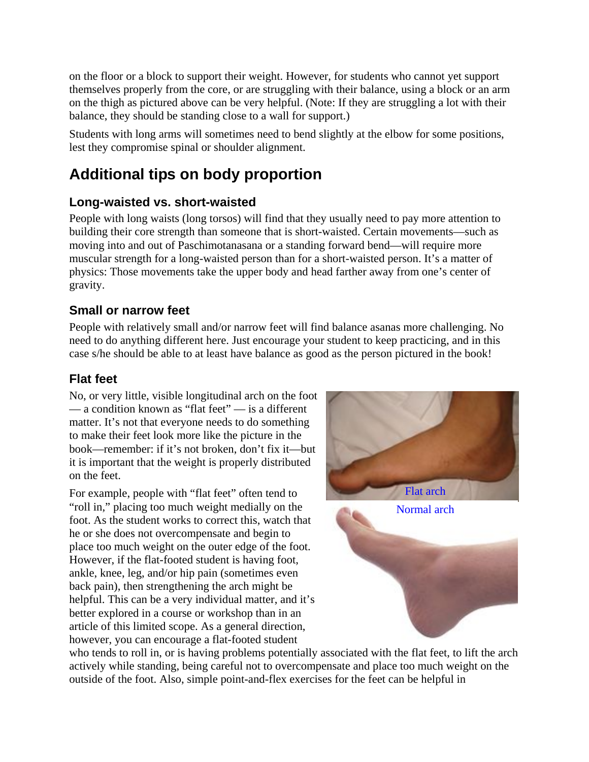on the floor or a block to support their weight. However, for students who cannot yet support themselves properly from the core, or are struggling with their balance, using a block or an arm on the thigh as pictured above can be very helpful. (Note: If they are struggling a lot with their balance, they should be standing close to a wall for support.)

Students with long arms will sometimes need to bend slightly at the elbow for some positions, lest they compromise spinal or shoulder alignment.

## Additional tips on body proportion

### Long-waisted vs. short-waisted

People with long waists (long torsos) will find that they usually need to pay more attention to building their core strength than someone that is short-waisted. Certain movements—such as moving into and out of Paschimotanasana or a standing forward bend—will require more muscular strength for a long-waisted person than for a short-waisted person. It's a matter of physics: Those movements take the upper body and head farther away from one's center of gravity.

### Small or narrow feet

People with relatively small and/or narrow feet will find balance asanas more challenging. No need to do anything different here. Just encourage your student to keep practicing, and in this case s/he should be able to at least have balance as good as the person pictured in the book!

### Flat feet

No, or very little, visible longitudinal arch on the foot — a condition known as "flat feet" — is a different matter. It's not that everyone needs to do something to make their feet look more like the picture in the book—remember: if it's not broken, don't fix it—but it is important that the weight is properly distributed on the feet.

Flat arch

Normal arch

For example, people with "flat feet" often tend to "roll in," placing too much weight medially on the foot. As the student works to correct this, watch that he or she does not overcompensate and begin to place too much weight on the outer edge of the foot. However, if the flat-footed student is having foot, ankle, knee, leg, and/or hip pain (sometimes even back pain), then strengthening the arch might be helpful. This can be a very individual matter, and it's better explored in a course or workshop than in an article of this limited scope. As a general direction, however, you can encourage a flat-footed student who tends to roll in, or is having problems potentially associated with the flat feet, to lift the arch actively while standing, being careful not to overcompensate and place too much weight on the outside of the foot. Also, simple point-and-flex exercises for the feet can be helpful in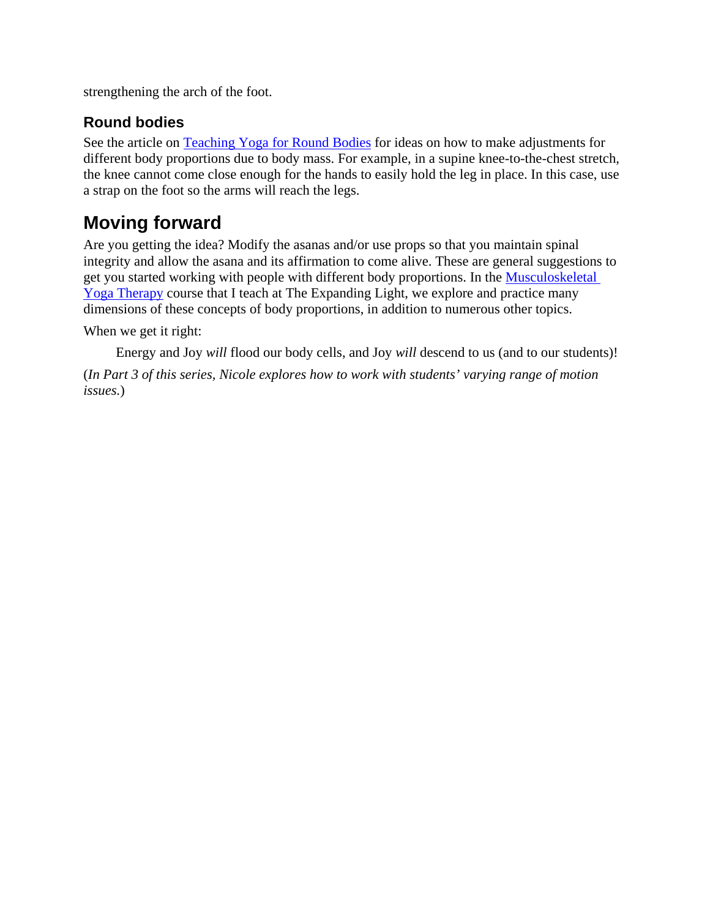strengthening the arch of the foot.

### Round bodies

See the article on Teaching Yoga for Round Bodies for ideas on how to make adjustments for different body proportions due to body mass. For example, in a supine knee-to-the-chest stretch, the knee cannot come close enough for the hands to easily hold the leg in place. In this case, use a strap on the foot so the arms will reach the legs.

## Moving forward

Are you getting the idea? Modify the asanas and/or use props so that you maintain spinal integrity and allow the asana and its affirmation to come alive. These are general suggestions to get you started working with people with different body proportions. In the Musculoskeletal Yoga Therapy course that I teach at The Expanding Light, we explore and practice many dimensions of these concepts of body proportions, in addition to numerous other topics.

When we get it right:

> Energy and Joy *will* flood our body cells, and Joy *will* descend to us (and to our students)!

(*In Part 3 of this series, Nicole explores how to work with students' varying range of motion issues.*)